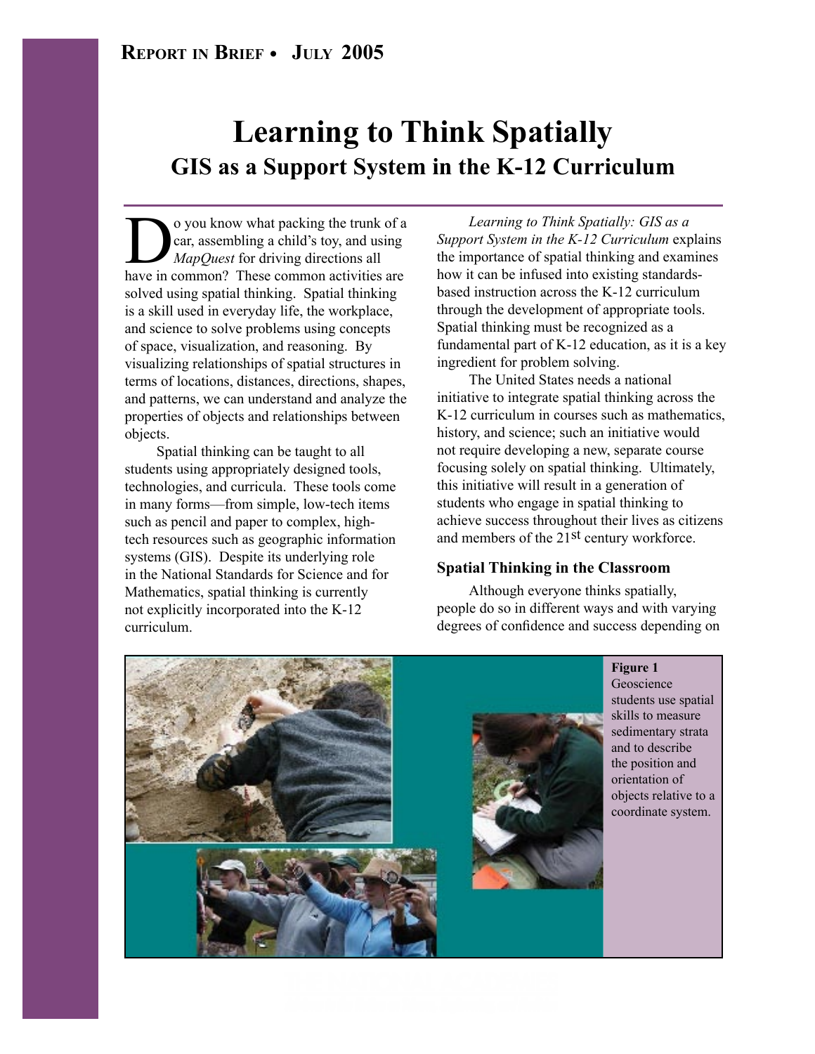# Learning to Think Spatially

## GIS as a Support System in the K-12 Curriculum

Do you know what packing the trunk of a car, assembling a child's toy, and using *MapQuest* for driving directions all have in common? These common activities are solved using spatial thinking. Spatial thinking is a skill used in everyday life, the workplace, and science to solve problems using concepts of space, visualization, and reasoning. By visualizing relationships of spatial structures in terms of locations, distances, directions, shapes, and patterns, we can understand and analyze the properties of objects and relationships between objects.

Spatial thinking can be taught to all students using appropriately designed tools, technologies, and curricula. These tools come in many forms—from simple, low-tech items such as pencil and paper to complex, high-tech resources such as geographic information systems (GIS). Despite its underlying role in the National Standards for Science and for Mathematics, spatial thinking is currently not explicitly incorporated into the K-12 curriculum.

*Learning to Think Spatially: GIS as a Support System in the K-12 Curriculum* explains the importance of spatial thinking and examines how it can be infused into existing standards-based instruction across the K-12 curriculum through the development of appropriate tools. Spatial thinking must be recognized as a fundamental part of K-12 education, as it is a key ingredient for problem solving.

The United States needs a national initiative to integrate spatial thinking across the K-12 curriculum in courses such as mathematics, history, and science; such an initiative would not require developing a new, separate course focusing solely on spatial thinking. Ultimately, this initiative will result in a generation of students who engage in spatial thinking to achieve success throughout their lives as citizens and members of the 21st century workforce.

### Spatial Thinking in the Classroom

Although everyone thinks spatially, people do so in different ways and with varying degrees of confidence and success depending on

**Figure 1**
Geoscience students use spatial skills to measure sedimentary strata and to describe the position and orientation of objects relative to a coordinate system.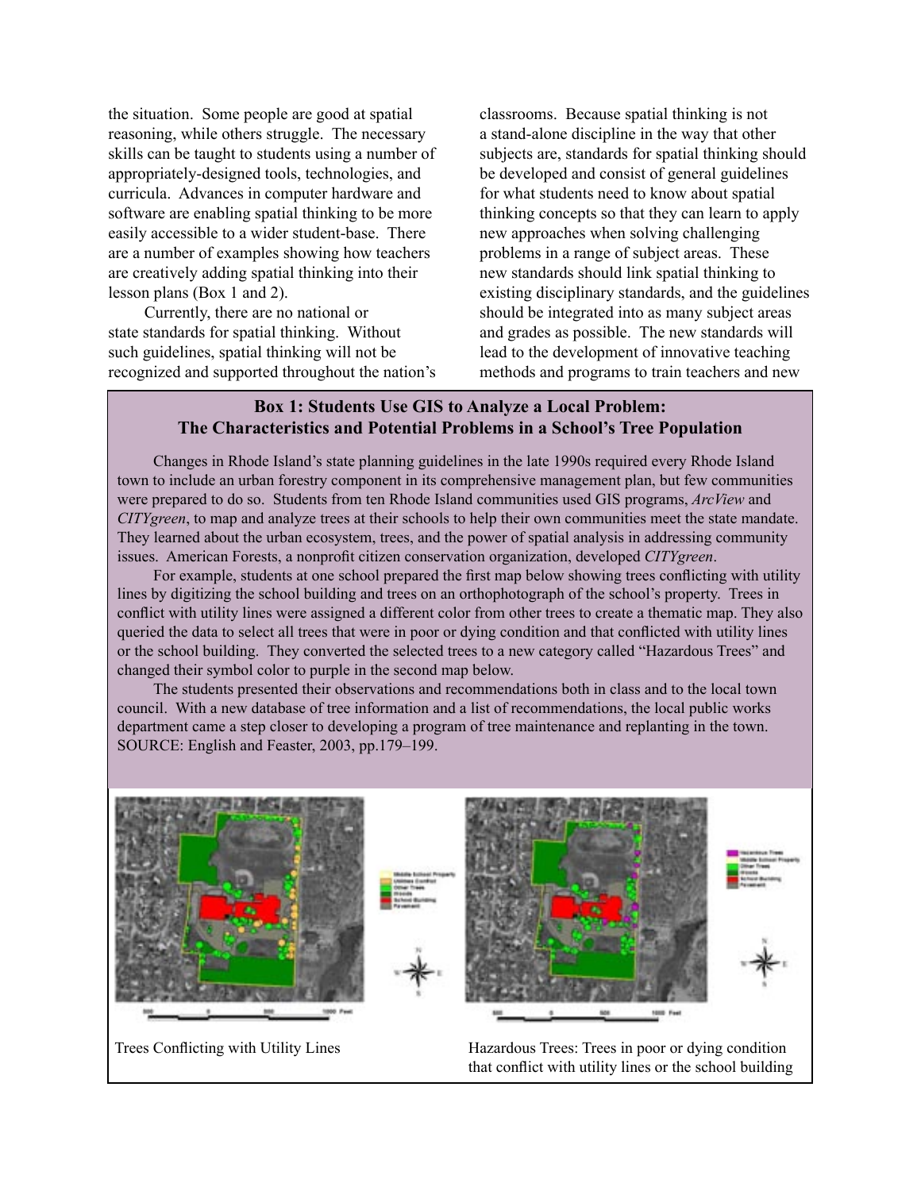the situation. Some people are good at spatial reasoning, while others struggle. The necessary skills can be taught to students using a number of appropriately-designed tools, technologies, and curricula. Advances in computer hardware and software are enabling spatial thinking to be more easily accessible to a wider student-base. There are a number of examples showing how teachers are creatively adding spatial thinking into their lesson plans (Box 1 and 2).

Currently, there are no national or state standards for spatial thinking. Without such guidelines, spatial thinking will not be recognized and supported throughout the nation's classrooms. Because spatial thinking is not a stand-alone discipline in the way that other subjects are, standards for spatial thinking should be developed and consist of general guidelines for what students need to know about spatial thinking concepts so that they can learn to apply new approaches when solving challenging problems in a range of subject areas. These new standards should link spatial thinking to existing disciplinary standards, and the guidelines should be integrated into as many subject areas and grades as possible. The new standards will lead to the development of innovative teaching methods and programs to train teachers and new

### Box 1: Students Use GIS to Analyze a Local Problem: The Characteristics and Potential Problems in a School's Tree Population

Changes in Rhode Island's state planning guidelines in the late 1990s required every Rhode Island town to include an urban forestry component in its comprehensive management plan, but few communities were prepared to do so. Students from ten Rhode Island communities used GIS programs, *ArcView* and *CITYgreen*, to map and analyze trees at their schools to help their own communities meet the state mandate. They learned about the urban ecosystem, trees, and the power of spatial analysis in addressing community issues. American Forests, a nonprofit citizen conservation organization, developed *CITYgreen*.

For example, students at one school prepared the first map below showing trees conflicting with utility lines by digitizing the school building and trees on an orthophotograph of the school's property. Trees in conflict with utility lines were assigned a different color from other trees to create a thematic map. They also queried the data to select all trees that were in poor or dying condition and that conflicted with utility lines or the school building. They converted the selected trees to a new category called "Hazardous Trees" and changed their symbol color to purple in the second map below.

The students presented their observations and recommendations both in class and to the local town council. With a new database of tree information and a list of recommendations, the local public works department came a step closer to developing a program of tree maintenance and replanting in the town. SOURCE: English and Feaster, 2003, pp.179–199.

Trees Conflicting with Utility Lines

Hazardous Trees: Trees in poor or dying condition that conflict with utility lines or the school building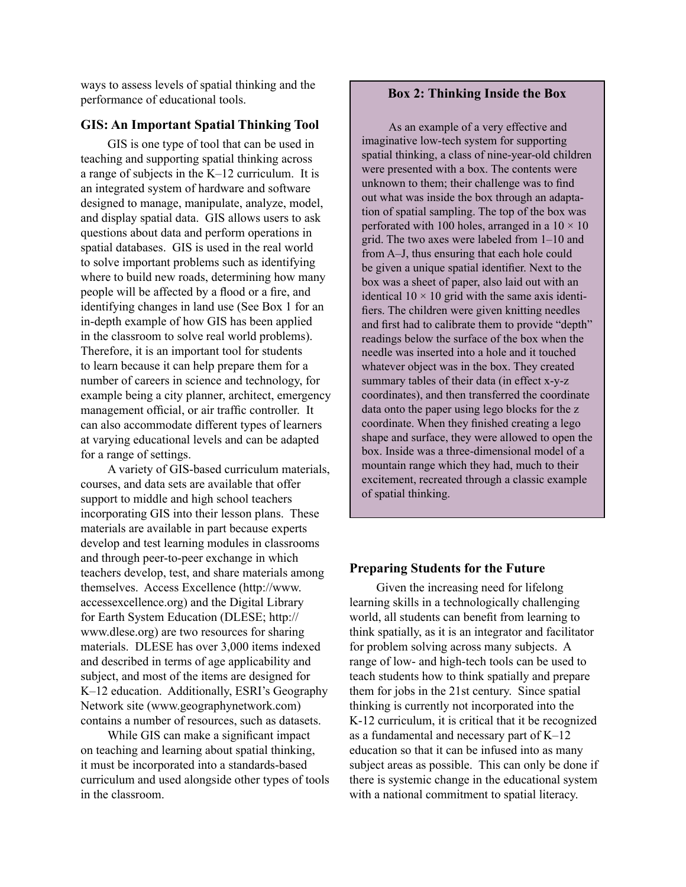ways to assess levels of spatial thinking and the performance of educational tools.

## GIS: An Important Spatial Thinking Tool

GIS is one type of tool that can be used in teaching and supporting spatial thinking across a range of subjects in the K–12 curriculum. It is an integrated system of hardware and software designed to manage, manipulate, analyze, model, and display spatial data. GIS allows users to ask questions about data and perform operations in spatial databases. GIS is used in the real world to solve important problems such as identifying where to build new roads, determining how many people will be affected by a flood or a fire, and identifying changes in land use (See Box 1 for an in-depth example of how GIS has been applied in the classroom to solve real world problems). Therefore, it is an important tool for students to learn because it can help prepare them for a number of careers in science and technology, for example being a city planner, architect, emergency management official, or air traffic controller. It can also accommodate different types of learners at varying educational levels and can be adapted for a range of settings.

A variety of GIS-based curriculum materials, courses, and data sets are available that offer support to middle and high school teachers incorporating GIS into their lesson plans. These materials are available in part because experts develop and test learning modules in classrooms and through peer-to-peer exchange in which teachers develop, test, and share materials among themselves. Access Excellence (http://www.accessexcellence.org) and the Digital Library for Earth System Education (DLESE; http://www.dlese.org) are two resources for sharing materials. DLESE has over 3,000 items indexed and described in terms of age applicability and subject, and most of the items are designed for K–12 education. Additionally, ESRI's Geography Network site (www.geographynetwork.com) contains a number of resources, such as datasets.

While GIS can make a significant impact on teaching and learning about spatial thinking, it must be incorporated into a standards-based curriculum and used alongside other types of tools in the classroom.

### Box 2: Thinking Inside the Box

As an example of a very effective and imaginative low-tech system for supporting spatial thinking, a class of nine-year-old children were presented with a box. The contents were unknown to them; their challenge was to find out what was inside the box through an adaptation of spatial sampling. The top of the box was perforated with 100 holes, arranged in a $10 \times 10$ grid. The two axes were labeled from 1–10 and from A–J, thus ensuring that each hole could be given a unique spatial identifier. Next to the box was a sheet of paper, also laid out with an identical $10 \times 10$ grid with the same axis identifiers. The children were given knitting needles and first had to calibrate them to provide "depth" readings below the surface of the box when the needle was inserted into a hole and it touched whatever object was in the box. They created summary tables of their data (in effect x-y-z coordinates), and then transferred the coordinate data onto the paper using lego blocks for the z coordinate. When they finished creating a lego shape and surface, they were allowed to open the box. Inside was a three-dimensional model of a mountain range which they had, much to their excitement, recreated through a classic example of spatial thinking.

## Preparing Students for the Future

Given the increasing need for lifelong learning skills in a technologically challenging world, all students can benefit from learning to think spatially, as it is an integrator and facilitator for problem solving across many subjects. A range of low- and high-tech tools can be used to teach students how to think spatially and prepare them for jobs in the 21st century. Since spatial thinking is currently not incorporated into the K-12 curriculum, it is critical that it be recognized as a fundamental and necessary part of K–12 education so that it can be infused into as many subject areas as possible. This can only be done if there is systemic change in the educational system with a national commitment to spatial literacy.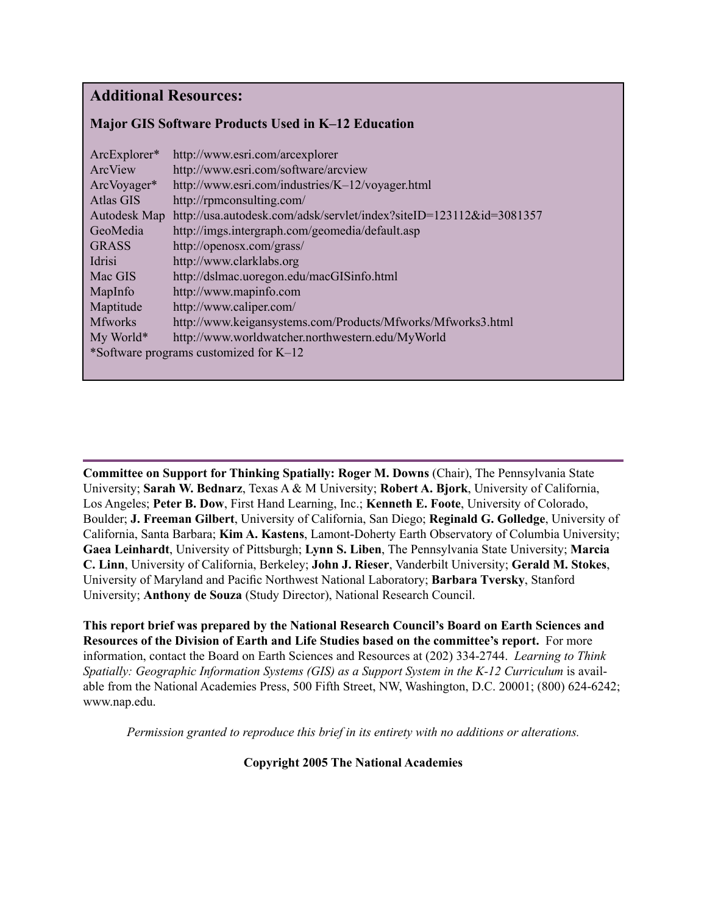## Additional Resources:

### Major GIS Software Products Used in K–12 Education

| | |
|---|---|
| ArcExplorer* | http://www.esri.com/arcexplorer |
| ArcView | http://www.esri.com/software/arcview |
| ArcVoyager* | http://www.esri.com/industries/K–12/voyager.html |
| Atlas GIS | http://rpmconsulting.com/ |
| Autodesk Map | http://usa.autodesk.com/adsk/servlet/index?siteID=123112&id=3081357 |
| GeoMedia | http://imgs.intergraph.com/geomedia/default.asp |
| GRASS | http://openosx.com/grass/ |
| Idrisi | http://www.clarklabs.org |
| Mac GIS | http://dslmac.uoregon.edu/macGISinfo.html |
| MapInfo | http://www.mapinfo.com |
| Maptitude | http://www.caliper.com/ |
| Mfworks | http://www.keigansystems.com/Products/Mfworks/Mfworks3.html |
| My World* | http://www.worldwatcher.northwestern.edu/MyWorld |

*Software programs customized for K–12

---

**Committee on Support for Thinking Spatially: Roger M. Downs** (Chair), The Pennsylvania State University; **Sarah W. Bednarz**, Texas A & M University; **Robert A. Bjork**, University of California, Los Angeles; **Peter B. Dow**, First Hand Learning, Inc.; **Kenneth E. Foote**, University of Colorado, Boulder; **J. Freeman Gilbert**, University of California, San Diego; **Reginald G. Golledge**, University of California, Santa Barbara; **Kim A. Kastens**, Lamont-Doherty Earth Observatory of Columbia University; **Gaea Leinhardt**, University of Pittsburgh; **Lynn S. Liben**, The Pennsylvania State University; **Marcia C. Linn**, University of California, Berkeley; **John J. Rieser**, Vanderbilt University; **Gerald M. Stokes**, University of Maryland and Pacific Northwest National Laboratory; **Barbara Tversky**, Stanford University; **Anthony de Souza** (Study Director), National Research Council.

**This report brief was prepared by the National Research Council's Board on Earth Sciences and Resources of the Division of Earth and Life Studies based on the committee's report.** For more information, contact the Board on Earth Sciences and Resources at (202) 334-2744. *Learning to Think Spatially: Geographic Information Systems (GIS) as a Support System in the K-12 Curriculum* is available from the National Academies Press, 500 Fifth Street, NW, Washington, D.C. 20001; (800) 624-6242; www.nap.edu.

*Permission granted to reproduce this brief in its entirety with no additions or alterations.*

**Copyright 2005 The National Academies**